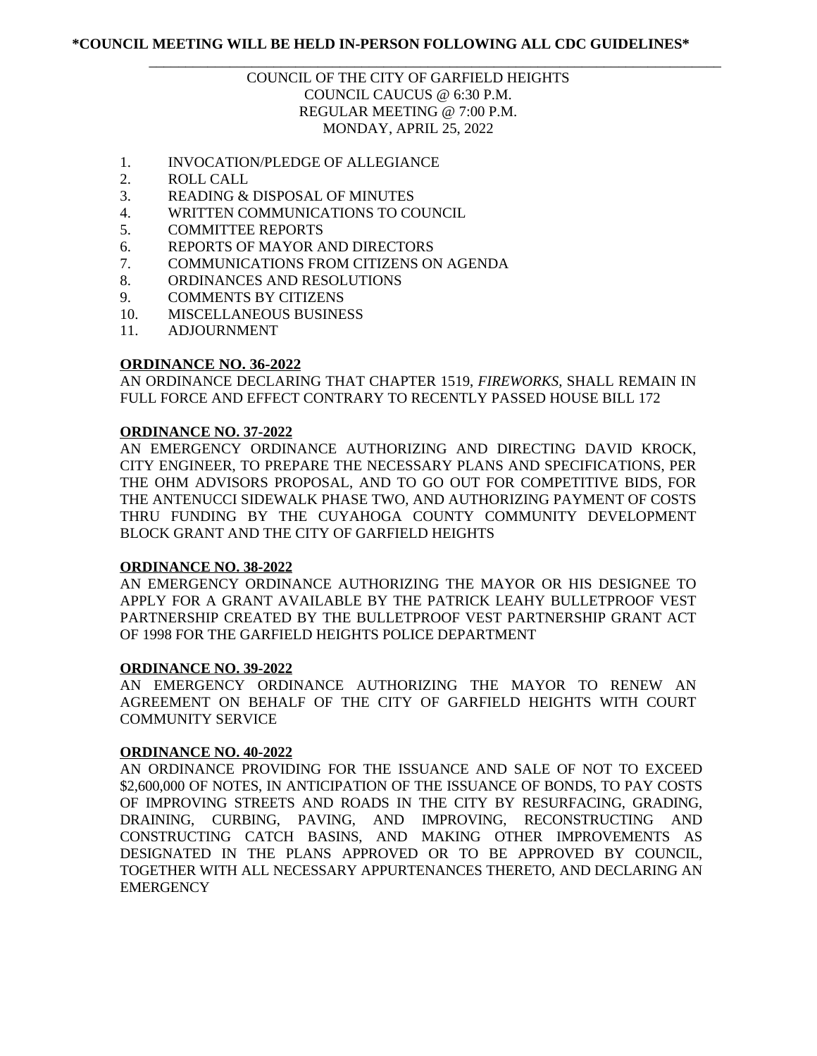**\*COUNCIL MEETING WILL BE HELD IN-PERSON FOLLOWING ALL CDC GUIDELINES\***

---

COUNCIL OF THE CITY OF GARFIELD HEIGHTS
COUNCIL CAUCUS @ 6:30 P.M.
REGULAR MEETING @ 7:00 P.M.
MONDAY, APRIL 25, 2022

1. INVOCATION/PLEDGE OF ALLEGIANCE
2. ROLL CALL
3. READING & DISPOSAL OF MINUTES
4. WRITTEN COMMUNICATIONS TO COUNCIL
5. COMMITTEE REPORTS
6. REPORTS OF MAYOR AND DIRECTORS
7. COMMUNICATIONS FROM CITIZENS ON AGENDA
8. ORDINANCES AND RESOLUTIONS
9. COMMENTS BY CITIZENS
10. MISCELLANEOUS BUSINESS
11. ADJOURNMENT

**ORDINANCE NO. 36-2022**

AN ORDINANCE DECLARING THAT CHAPTER 1519, *FIREWORKS*, SHALL REMAIN IN FULL FORCE AND EFFECT CONTRARY TO RECENTLY PASSED HOUSE BILL 172

**ORDINANCE NO. 37-2022**

AN EMERGENCY ORDINANCE AUTHORIZING AND DIRECTING DAVID KROCK, CITY ENGINEER, TO PREPARE THE NECESSARY PLANS AND SPECIFICATIONS, PER THE OHM ADVISORS PROPOSAL, AND TO GO OUT FOR COMPETITIVE BIDS, FOR THE ANTENUCCI SIDEWALK PHASE TWO, AND AUTHORIZING PAYMENT OF COSTS THRU FUNDING BY THE CUYAHOGA COUNTY COMMUNITY DEVELOPMENT BLOCK GRANT AND THE CITY OF GARFIELD HEIGHTS

**ORDINANCE NO. 38-2022**

AN EMERGENCY ORDINANCE AUTHORIZING THE MAYOR OR HIS DESIGNEE TO APPLY FOR A GRANT AVAILABLE BY THE PATRICK LEAHY BULLETPROOF VEST PARTNERSHIP CREATED BY THE BULLETPROOF VEST PARTNERSHIP GRANT ACT OF 1998 FOR THE GARFIELD HEIGHTS POLICE DEPARTMENT

**ORDINANCE NO. 39-2022**

AN EMERGENCY ORDINANCE AUTHORIZING THE MAYOR TO RENEW AN AGREEMENT ON BEHALF OF THE CITY OF GARFIELD HEIGHTS WITH COURT COMMUNITY SERVICE

**ORDINANCE NO. 40-2022**

AN ORDINANCE PROVIDING FOR THE ISSUANCE AND SALE OF NOT TO EXCEED $2,600,000 OF NOTES, IN ANTICIPATION OF THE ISSUANCE OF BONDS, TO PAY COSTS OF IMPROVING STREETS AND ROADS IN THE CITY BY RESURFACING, GRADING, DRAINING, CURBING, PAVING, AND IMPROVING, RECONSTRUCTING AND CONSTRUCTING CATCH BASINS, AND MAKING OTHER IMPROVEMENTS AS DESIGNATED IN THE PLANS APPROVED OR TO BE APPROVED BY COUNCIL, TOGETHER WITH ALL NECESSARY APPURTENANCES THERETO, AND DECLARING AN EMERGENCY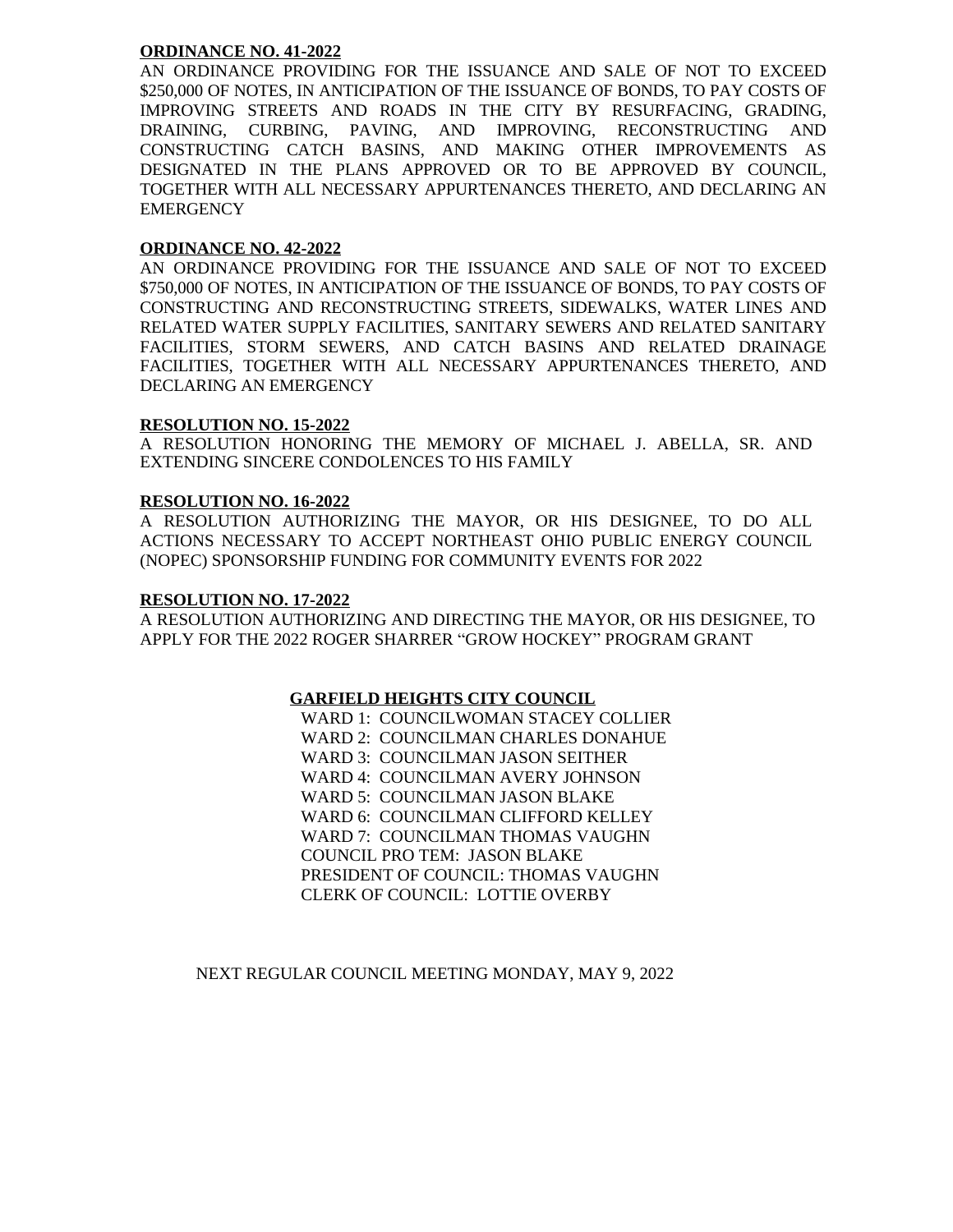**ORDINANCE NO. 41-2022**

AN ORDINANCE PROVIDING FOR THE ISSUANCE AND SALE OF NOT TO EXCEED $250,000 OF NOTES, IN ANTICIPATION OF THE ISSUANCE OF BONDS, TO PAY COSTS OF IMPROVING STREETS AND ROADS IN THE CITY BY RESURFACING, GRADING, DRAINING, CURBING, PAVING, AND IMPROVING, RECONSTRUCTING AND CONSTRUCTING CATCH BASINS, AND MAKING OTHER IMPROVEMENTS AS DESIGNATED IN THE PLANS APPROVED OR TO BE APPROVED BY COUNCIL, TOGETHER WITH ALL NECESSARY APPURTENANCES THERETO, AND DECLARING AN EMERGENCY

**ORDINANCE NO. 42-2022**

AN ORDINANCE PROVIDING FOR THE ISSUANCE AND SALE OF NOT TO EXCEED $750,000 OF NOTES, IN ANTICIPATION OF THE ISSUANCE OF BONDS, TO PAY COSTS OF CONSTRUCTING AND RECONSTRUCTING STREETS, SIDEWALKS, WATER LINES AND RELATED WATER SUPPLY FACILITIES, SANITARY SEWERS AND RELATED SANITARY FACILITIES, STORM SEWERS, AND CATCH BASINS AND RELATED DRAINAGE FACILITIES, TOGETHER WITH ALL NECESSARY APPURTENANCES THERETO, AND DECLARING AN EMERGENCY

**RESOLUTION NO. 15-2022**

A RESOLUTION HONORING THE MEMORY OF MICHAEL J. ABELLA, SR. AND EXTENDING SINCERE CONDOLENCES TO HIS FAMILY

**RESOLUTION NO. 16-2022**

A RESOLUTION AUTHORIZING THE MAYOR, OR HIS DESIGNEE, TO DO ALL ACTIONS NECESSARY TO ACCEPT NORTHEAST OHIO PUBLIC ENERGY COUNCIL (NOPEC) SPONSORSHIP FUNDING FOR COMMUNITY EVENTS FOR 2022

**RESOLUTION NO. 17-2022**

A RESOLUTION AUTHORIZING AND DIRECTING THE MAYOR, OR HIS DESIGNEE, TO APPLY FOR THE 2022 ROGER SHARRER "GROW HOCKEY" PROGRAM GRANT

**GARFIELD HEIGHTS CITY COUNCIL**

WARD 1: COUNCILWOMAN STACEY COLLIER
WARD 2: COUNCILMAN CHARLES DONAHUE
WARD 3: COUNCILMAN JASON SEITHER
WARD 4: COUNCILMAN AVERY JOHNSON
WARD 5: COUNCILMAN JASON BLAKE
WARD 6: COUNCILMAN CLIFFORD KELLEY
WARD 7: COUNCILMAN THOMAS VAUGHN
COUNCIL PRO TEM: JASON BLAKE
PRESIDENT OF COUNCIL: THOMAS VAUGHN
CLERK OF COUNCIL: LOTTIE OVERBY

NEXT REGULAR COUNCIL MEETING MONDAY, MAY 9, 2022